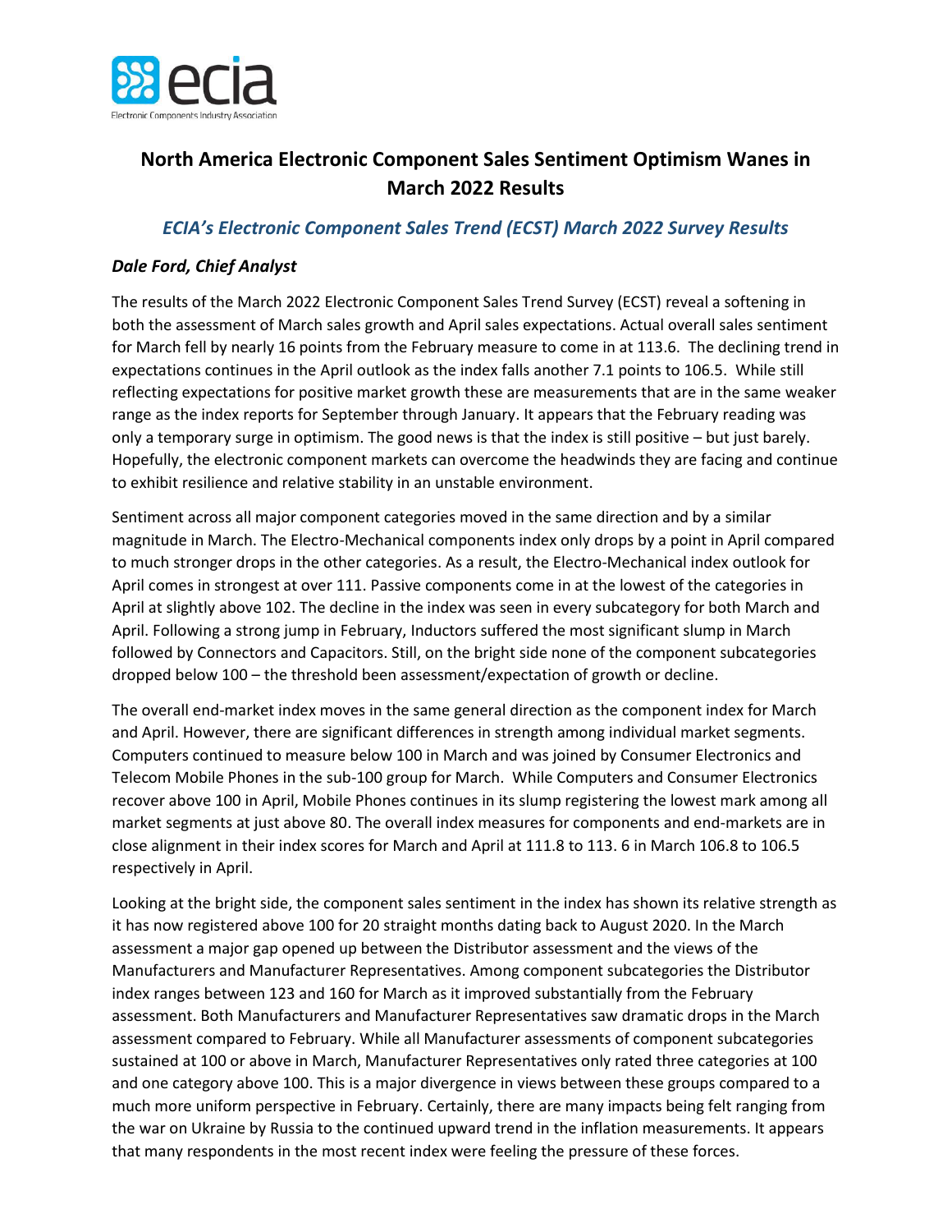# North America Electronic Component Sales Sentiment Optimism Wanes in March 2022 Results

## *ECIA's Electronic Component Sales Trend (ECST) March 2022 Survey Results*

### *Dale Ford, Chief Analyst*

The results of the March 2022 Electronic Component Sales Trend Survey (ECST) reveal a softening in both the assessment of March sales growth and April sales expectations. Actual overall sales sentiment for March fell by nearly 16 points from the February measure to come in at 113.6. The declining trend in expectations continues in the April outlook as the index falls another 7.1 points to 106.5. While still reflecting expectations for positive market growth these are measurements that are in the same weaker range as the index reports for September through January. It appears that the February reading was only a temporary surge in optimism. The good news is that the index is still positive – but just barely. Hopefully, the electronic component markets can overcome the headwinds they are facing and continue to exhibit resilience and relative stability in an unstable environment.

Sentiment across all major component categories moved in the same direction and by a similar magnitude in March. The Electro-Mechanical components index only drops by a point in April compared to much stronger drops in the other categories. As a result, the Electro-Mechanical index outlook for April comes in strongest at over 111. Passive components come in at the lowest of the categories in April at slightly above 102. The decline in the index was seen in every subcategory for both March and April. Following a strong jump in February, Inductors suffered the most significant slump in March followed by Connectors and Capacitors. Still, on the bright side none of the component subcategories dropped below 100 – the threshold been assessment/expectation of growth or decline.

The overall end-market index moves in the same general direction as the component index for March and April. However, there are significant differences in strength among individual market segments. Computers continued to measure below 100 in March and was joined by Consumer Electronics and Telecom Mobile Phones in the sub-100 group for March. While Computers and Consumer Electronics recover above 100 in April, Mobile Phones continues in its slump registering the lowest mark among all market segments at just above 80. The overall index measures for components and end-markets are in close alignment in their index scores for March and April at 111.8 to 113. 6 in March 106.8 to 106.5 respectively in April.

Looking at the bright side, the component sales sentiment in the index has shown its relative strength as it has now registered above 100 for 20 straight months dating back to August 2020. In the March assessment a major gap opened up between the Distributor assessment and the views of the Manufacturers and Manufacturer Representatives. Among component subcategories the Distributor index ranges between 123 and 160 for March as it improved substantially from the February assessment. Both Manufacturers and Manufacturer Representatives saw dramatic drops in the March assessment compared to February. While all Manufacturer assessments of component subcategories sustained at 100 or above in March, Manufacturer Representatives only rated three categories at 100 and one category above 100. This is a major divergence in views between these groups compared to a much more uniform perspective in February. Certainly, there are many impacts being felt ranging from the war on Ukraine by Russia to the continued upward trend in the inflation measurements. It appears that many respondents in the most recent index were feeling the pressure of these forces.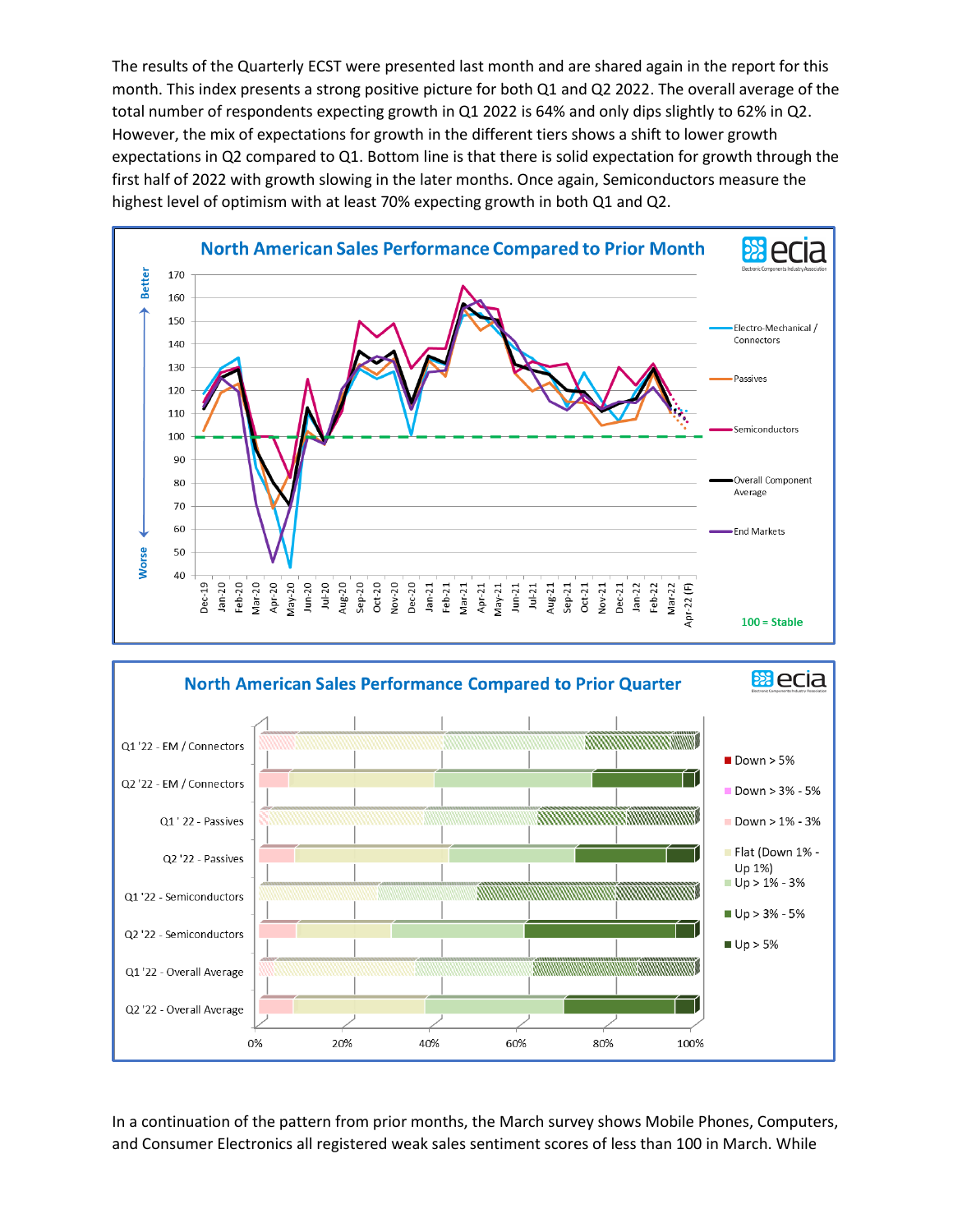The results of the Quarterly ECST were presented last month and are shared again in the report for this month. This index presents a strong positive picture for both Q1 and Q2 2022. The overall average of the total number of respondents expecting growth in Q1 2022 is 64% and only dips slightly to 62% in Q2. However, the mix of expectations for growth in the different tiers shows a shift to lower growth expectations in Q2 compared to Q1. Bottom line is that there is solid expectation for growth through the first half of 2022 with growth slowing in the later months. Once again, Semiconductors measure the highest level of optimism with at least 70% expecting growth in both Q1 and Q2.

**North American Sales Performance Compared to Prior Month**

**North American Sales Performance Compared to Prior Quarter**

In a continuation of the pattern from prior months, the March survey shows Mobile Phones, Computers, and Consumer Electronics all registered weak sales sentiment scores of less than 100 in March. While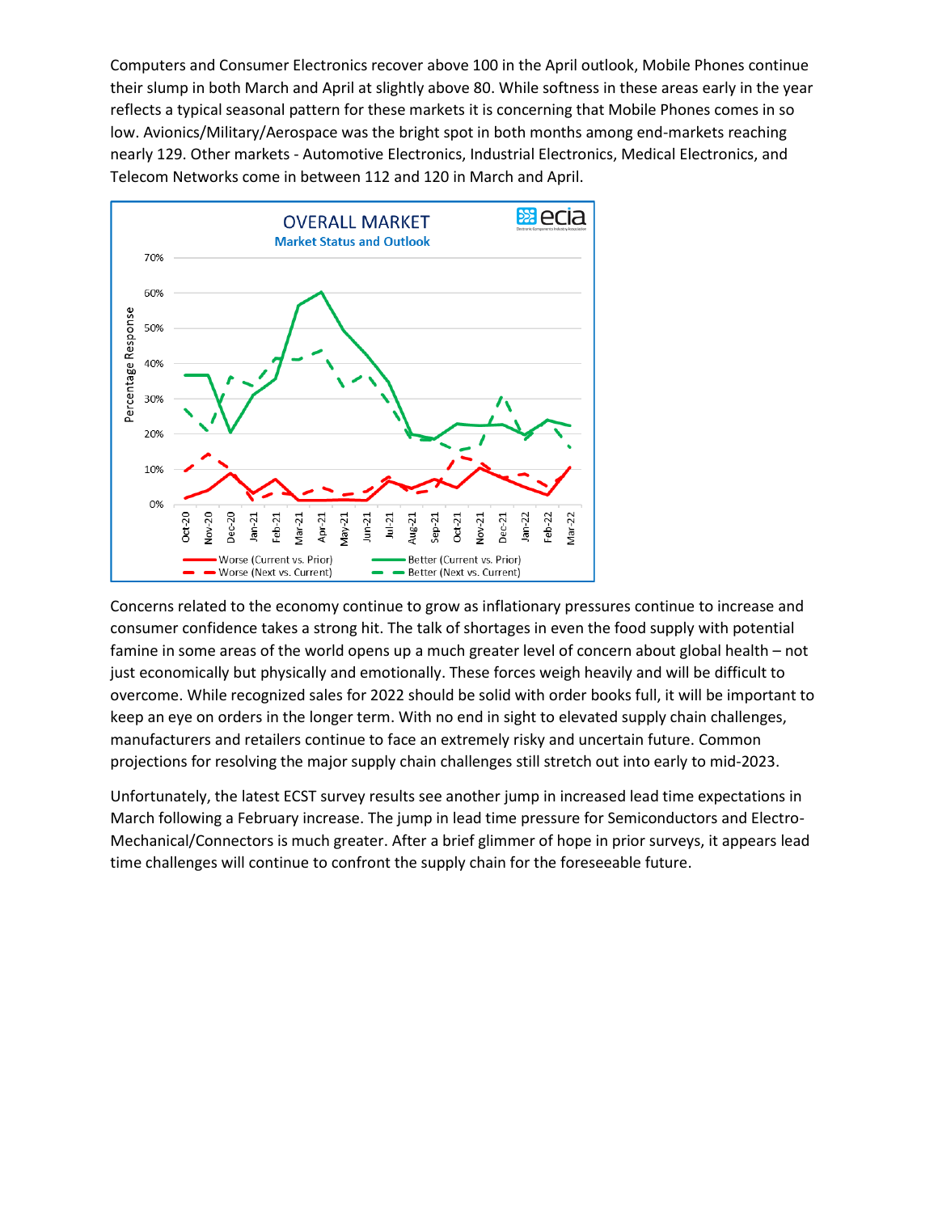Computers and Consumer Electronics recover above 100 in the April outlook, Mobile Phones continue their slump in both March and April at slightly above 80. While softness in these areas early in the year reflects a typical seasonal pattern for these markets it is concerning that Mobile Phones comes in so low. Avionics/Military/Aerospace was the bright spot in both months among end-markets reaching nearly 129. Other markets - Automotive Electronics, Industrial Electronics, Medical Electronics, and Telecom Networks come in between 112 and 120 in March and April.

Concerns related to the economy continue to grow as inflationary pressures continue to increase and consumer confidence takes a strong hit. The talk of shortages in even the food supply with potential famine in some areas of the world opens up a much greater level of concern about global health – not just economically but physically and emotionally. These forces weigh heavily and will be difficult to overcome. While recognized sales for 2022 should be solid with order books full, it will be important to keep an eye on orders in the longer term. With no end in sight to elevated supply chain challenges, manufacturers and retailers continue to face an extremely risky and uncertain future. Common projections for resolving the major supply chain challenges still stretch out into early to mid-2023.

Unfortunately, the latest ECST survey results see another jump in increased lead time expectations in March following a February increase. The jump in lead time pressure for Semiconductors and Electro-Mechanical/Connectors is much greater. After a brief glimmer of hope in prior surveys, it appears lead time challenges will continue to confront the supply chain for the foreseeable future.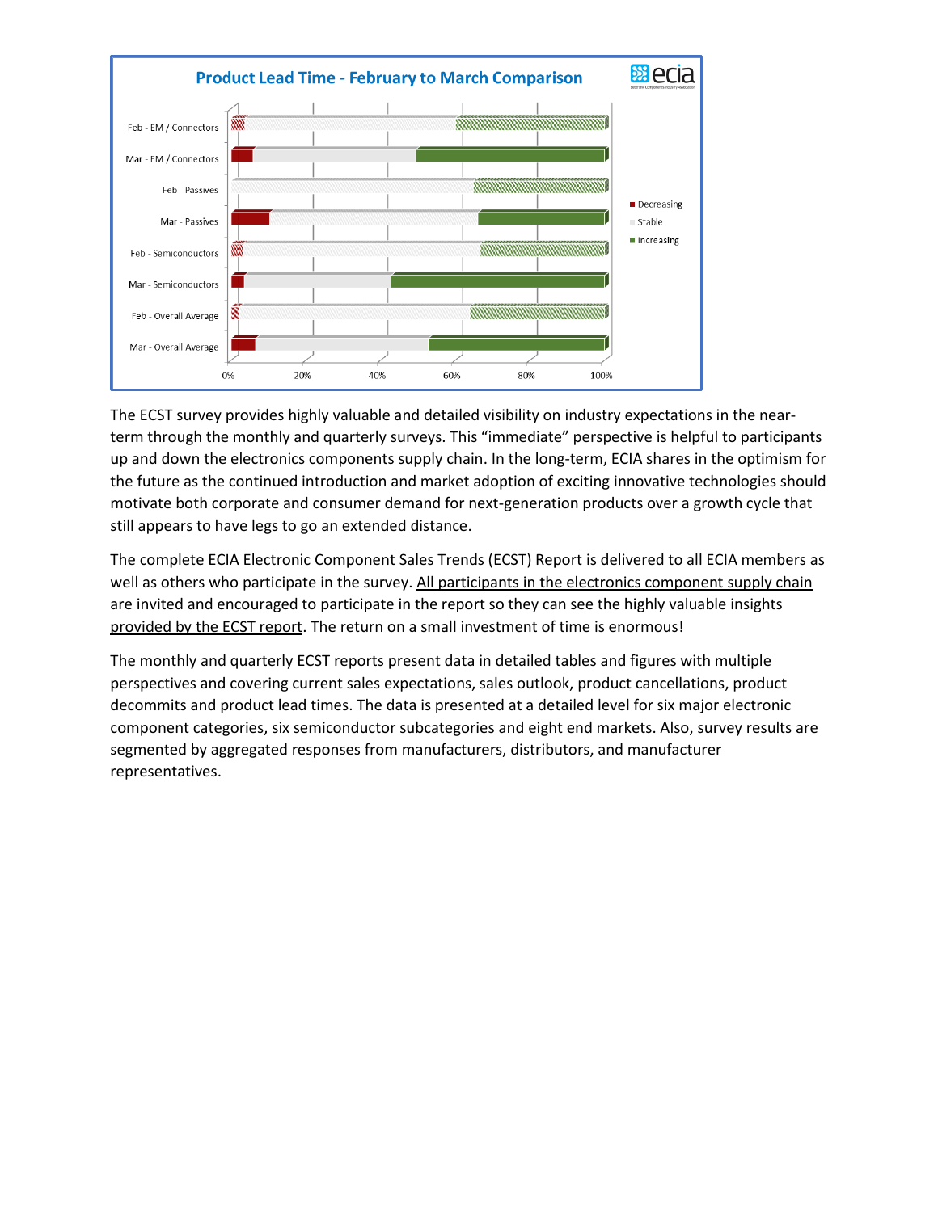Product Lead Time - February to March Comparison

ecia

Feb - EM / Connectors
Mar - EM / Connectors
Feb - Passives
Mar - Passives
Feb - Semiconductors
Mar - Semiconductors
Feb - Overall Average
Mar - Overall Average

0%
20%
40%
60%
80%
100%

Decreasing
Stable
Increasing

The ECST survey provides highly valuable and detailed visibility on industry expectations in the near-term through the monthly and quarterly surveys. This “immediate” perspective is helpful to participants up and down the electronics components supply chain. In the long-term, ECIA shares in the optimism for the future as the continued introduction and market adoption of exciting innovative technologies should motivate both corporate and consumer demand for next-generation products over a growth cycle that still appears to have legs to go an extended distance.

The complete ECIA Electronic Component Sales Trends (ECST) Report is delivered to all ECIA members as well as others who participate in the survey. All participants in the electronics component supply chain are invited and encouraged to participate in the report so they can see the highly valuable insights provided by the ECST report. The return on a small investment of time is enormous!

The monthly and quarterly ECST reports present data in detailed tables and figures with multiple perspectives and covering current sales expectations, sales outlook, product cancellations, product decommits and product lead times. The data is presented at a detailed level for six major electronic component categories, six semiconductor subcategories and eight end markets. Also, survey results are segmented by aggregated responses from manufacturers, distributors, and manufacturer representatives.